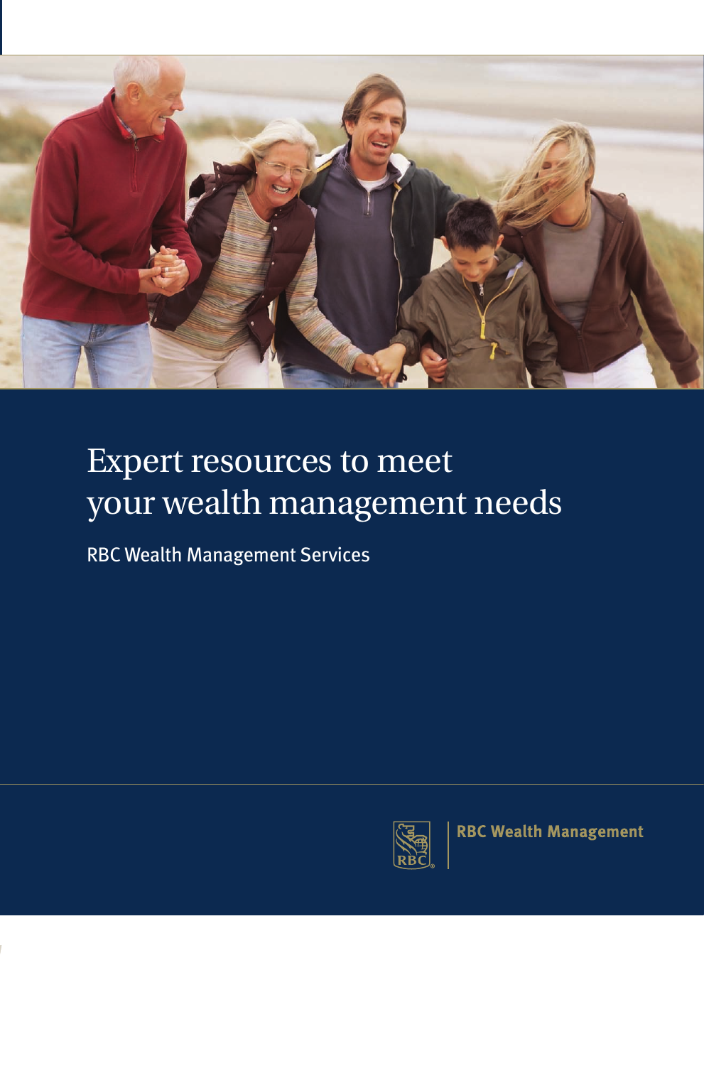# Expert resources to meet your wealth management needs

RBC Wealth Management Services

RBC Wealth Management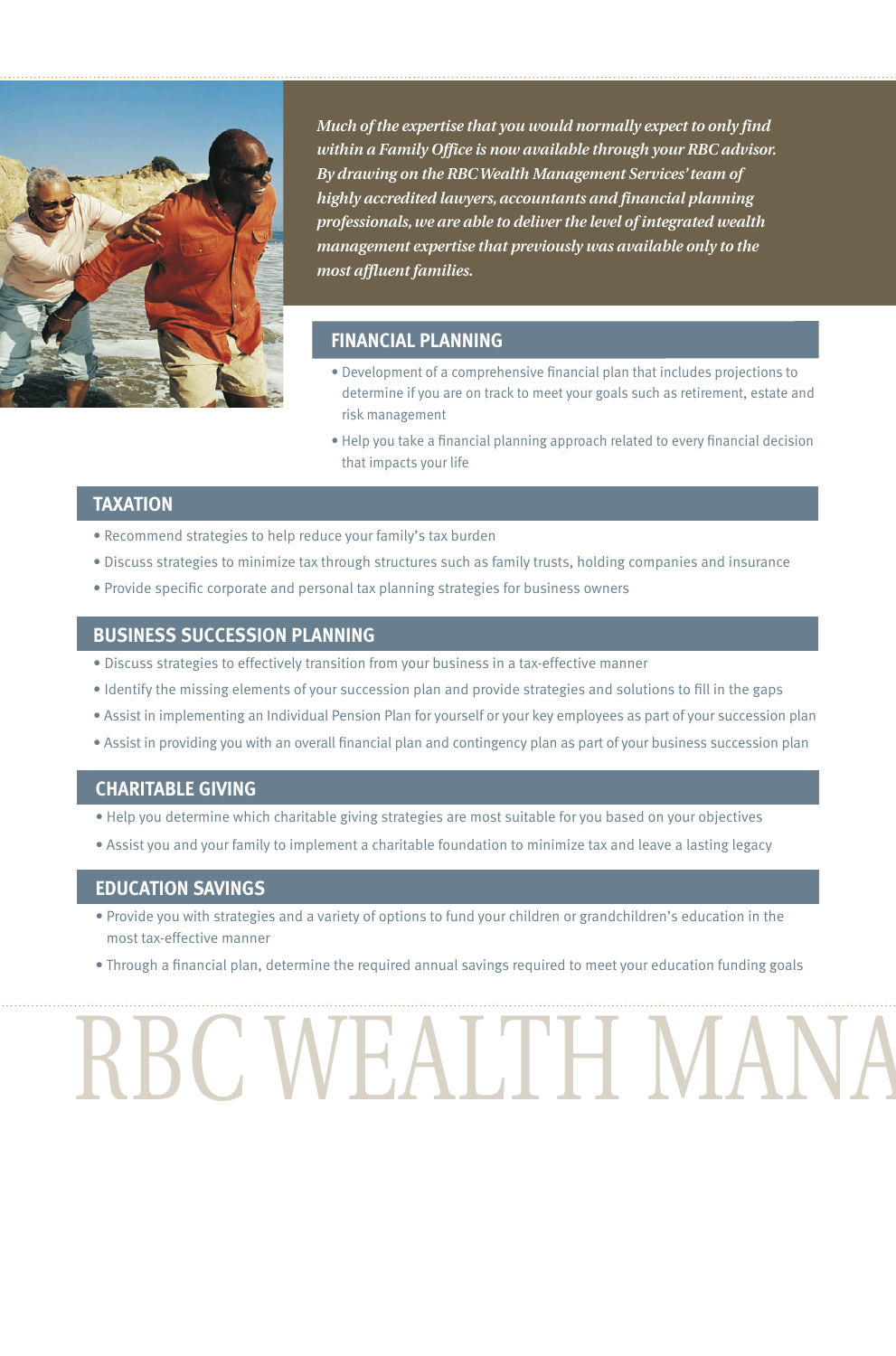*Much of the expertise that you would normally expect to only find within a Family Office is now available through your RBC advisor. By drawing on the RBC Wealth Management Services' team of highly accredited lawyers, accountants and financial planning professionals, we are able to deliver the level of integrated wealth management expertise that previously was available only to the most affluent families.*

## FINANCIAL PLANNING

- Development of a comprehensive financial plan that includes projections to determine if you are on track to meet your goals such as retirement, estate and risk management
- Help you take a financial planning approach related to every financial decision that impacts your life

## TAXATION

- Recommend strategies to help reduce your family's tax burden
- Discuss strategies to minimize tax through structures such as family trusts, holding companies and insurance
- Provide specific corporate and personal tax planning strategies for business owners

## BUSINESS SUCCESSION PLANNING

- Discuss strategies to effectively transition from your business in a tax-effective manner
- Identify the missing elements of your succession plan and provide strategies and solutions to fill in the gaps
- Assist in implementing an Individual Pension Plan for yourself or your key employees as part of your succession plan
- Assist in providing you with an overall financial plan and contingency plan as part of your business succession plan

## CHARITABLE GIVING

- Help you determine which charitable giving strategies are most suitable for you based on your objectives
- Assist you and your family to implement a charitable foundation to minimize tax and leave a lasting legacy

## EDUCATION SAVINGS

- Provide you with strategies and a variety of options to fund your children or grandchildren's education in the most tax-effective manner
- Through a financial plan, determine the required annual savings required to meet your education funding goals

RBC WEALTH MANA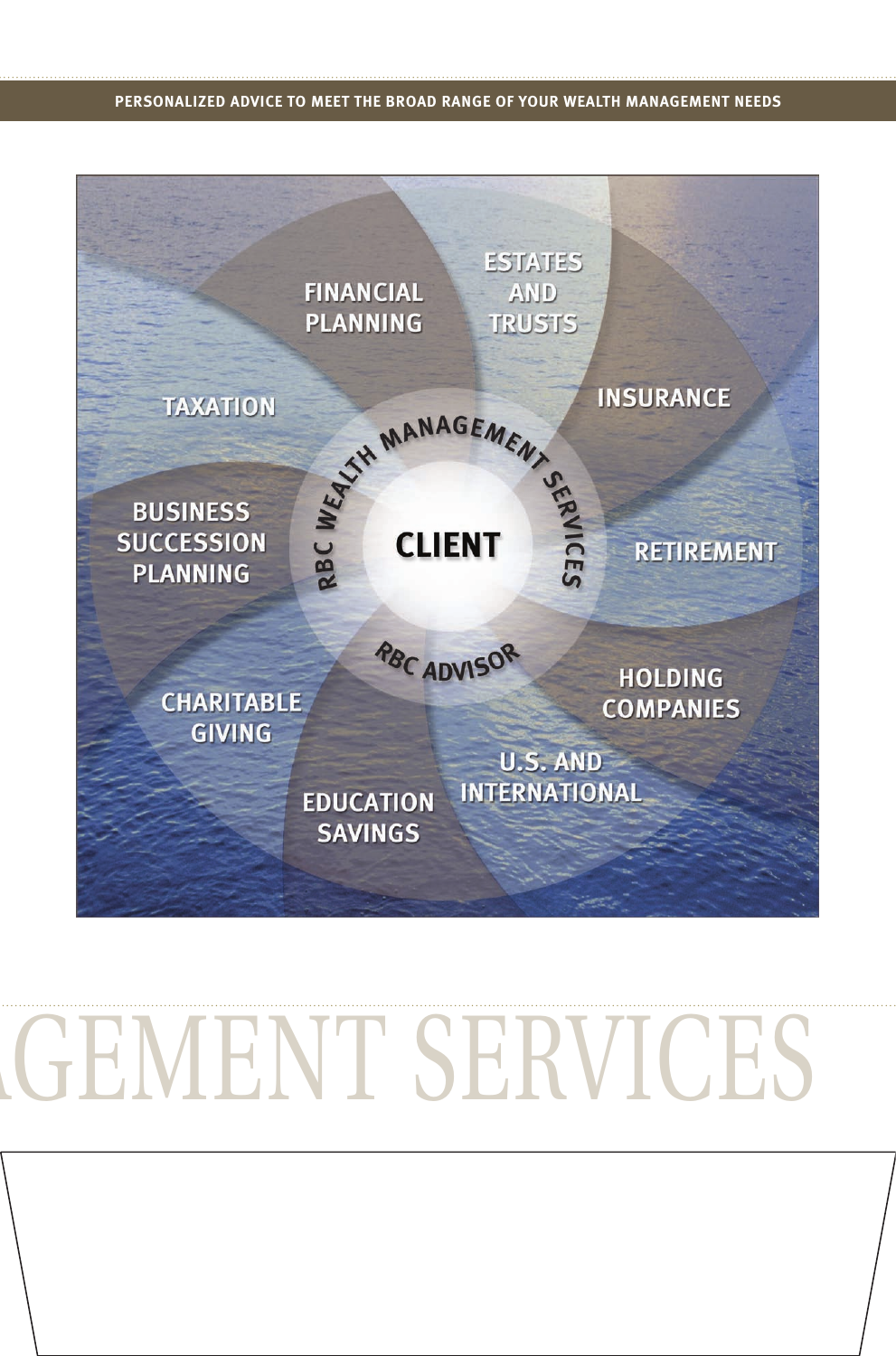PERSONALIZED ADVICE TO MEET THE BROAD RANGE OF YOUR WEALTH MANAGEMENT NEEDS

FINANCIAL PLANNING

ESTATES AND TRUSTS

INSURANCE

TAXATION

RBC WEALTH MANAGEMENT SERVICES

CLIENT

BUSINESS SUCCESSION PLANNING

RETIREMENT

RBC ADVISOR

HOLDING COMPANIES

CHARITABLE GIVING

U.S. AND INTERNATIONAL

EDUCATION SAVINGS

GEMENT SERVICES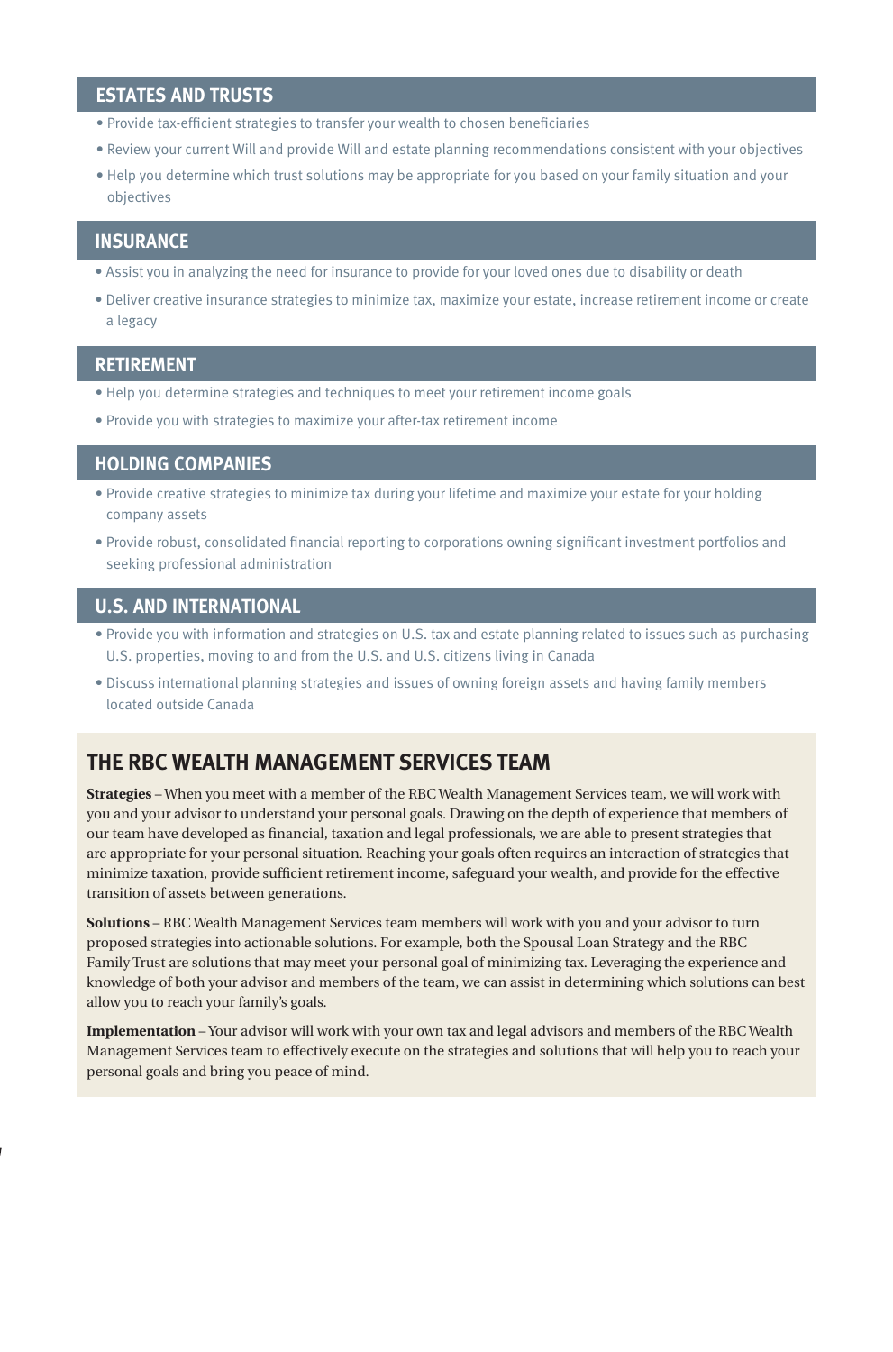## ESTATES AND TRUSTS

- Provide tax-efficient strategies to transfer your wealth to chosen beneficiaries
- Review your current Will and provide Will and estate planning recommendations consistent with your objectives
- Help you determine which trust solutions may be appropriate for you based on your family situation and your objectives

## INSURANCE

- Assist you in analyzing the need for insurance to provide for your loved ones due to disability or death
- Deliver creative insurance strategies to minimize tax, maximize your estate, increase retirement income or create a legacy

## RETIREMENT

- Help you determine strategies and techniques to meet your retirement income goals
- Provide you with strategies to maximize your after-tax retirement income

## HOLDING COMPANIES

- Provide creative strategies to minimize tax during your lifetime and maximize your estate for your holding company assets
- Provide robust, consolidated financial reporting to corporations owning significant investment portfolios and seeking professional administration

## U.S. AND INTERNATIONAL

- Provide you with information and strategies on U.S. tax and estate planning related to issues such as purchasing U.S. properties, moving to and from the U.S. and U.S. citizens living in Canada
- Discuss international planning strategies and issues of owning foreign assets and having family members located outside Canada

## THE RBC WEALTH MANAGEMENT SERVICES TEAM

**Strategies** – When you meet with a member of the RBC Wealth Management Services team, we will work with you and your advisor to understand your personal goals. Drawing on the depth of experience that members of our team have developed as financial, taxation and legal professionals, we are able to present strategies that are appropriate for your personal situation. Reaching your goals often requires an interaction of strategies that minimize taxation, provide sufficient retirement income, safeguard your wealth, and provide for the effective transition of assets between generations.

**Solutions** – RBC Wealth Management Services team members will work with you and your advisor to turn proposed strategies into actionable solutions. For example, both the Spousal Loan Strategy and the RBC Family Trust are solutions that may meet your personal goal of minimizing tax. Leveraging the experience and knowledge of both your advisor and members of the team, we can assist in determining which solutions can best allow you to reach your family's goals.

**Implementation** – Your advisor will work with your own tax and legal advisors and members of the RBC Wealth Management Services team to effectively execute on the strategies and solutions that will help you to reach your personal goals and bring you peace of mind.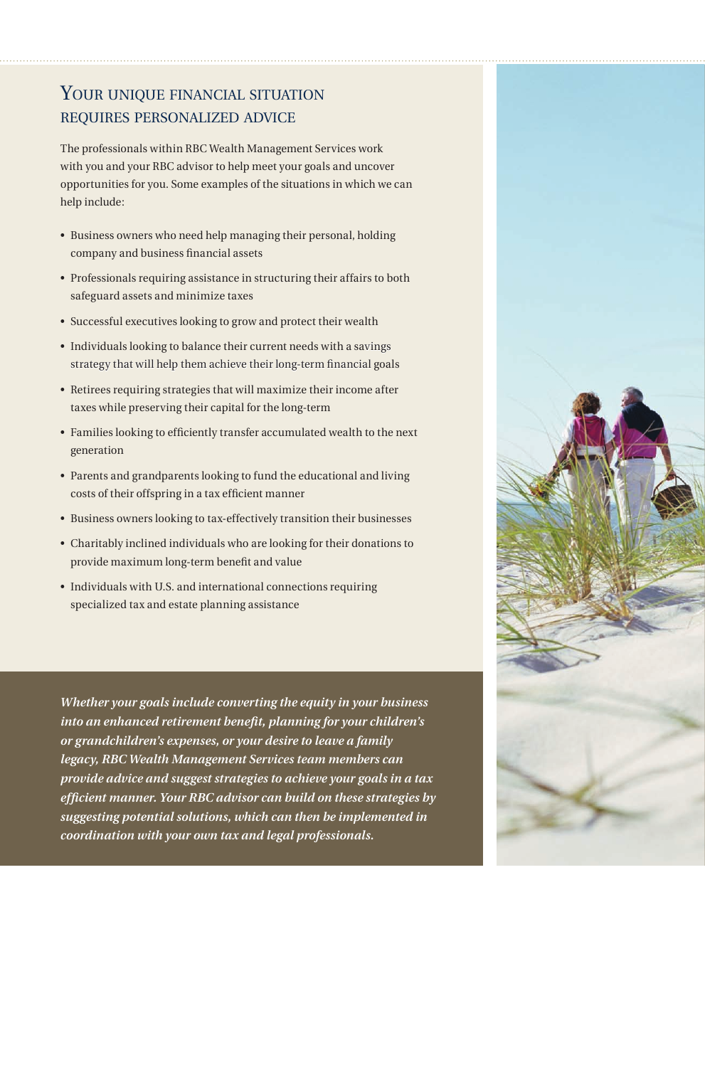## Your unique financial situation requires personalized advice

The professionals within RBC Wealth Management Services work with you and your RBC advisor to help meet your goals and uncover opportunities for you. Some examples of the situations in which we can help include:

- Business owners who need help managing their personal, holding company and business financial assets
- Professionals requiring assistance in structuring their affairs to both safeguard assets and minimize taxes
- Successful executives looking to grow and protect their wealth
- Individuals looking to balance their current needs with a savings strategy that will help them achieve their long-term financial goals
- Retirees requiring strategies that will maximize their income after taxes while preserving their capital for the long-term
- Families looking to efficiently transfer accumulated wealth to the next generation
- Parents and grandparents looking to fund the educational and living costs of their offspring in a tax efficient manner
- Business owners looking to tax-effectively transition their businesses
- Charitably inclined individuals who are looking for their donations to provide maximum long-term benefit and value
- Individuals with U.S. and international connections requiring specialized tax and estate planning assistance

***Whether your goals include converting the equity in your business into an enhanced retirement benefit, planning for your children's or grandchildren's expenses, or your desire to leave a family legacy, RBC Wealth Management Services team members can provide advice and suggest strategies to achieve your goals in a tax efficient manner. Your RBC advisor can build on these strategies by suggesting potential solutions, which can then be implemented in coordination with your own tax and legal professionals.***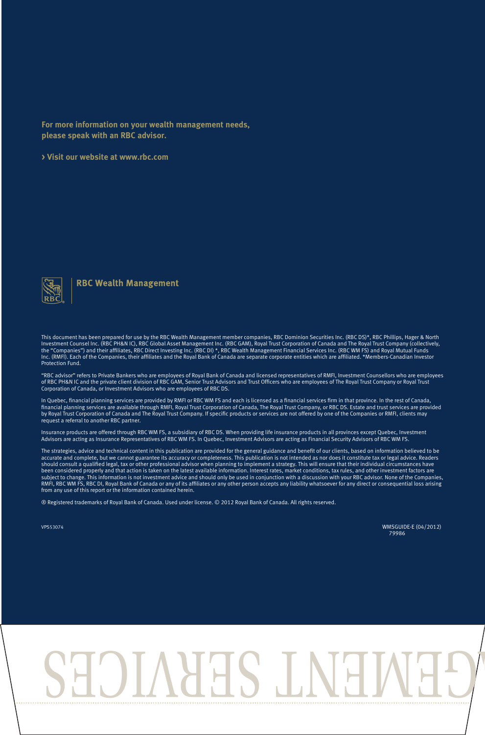**For more information on your wealth management needs, please speak with an RBC advisor.**

**> Visit our website at www.rbc.com**

**RBC Wealth Management**

This document has been prepared for use by the RBC Wealth Management member companies, RBC Dominion Securities Inc. (RBC DS)*, RBC Phillips, Hager & North Investment Counsel Inc. (RBC PH&N IC), RBC Global Asset Management Inc. (RBC GAM), Royal Trust Corporation of Canada and The Royal Trust Company (collectively, the "Companies") and their affiliates, RBC Direct Investing Inc. (RBC DI) *, RBC Wealth Management Financial Services Inc. (RBC WM FS) and Royal Mutual Funds Inc. (RMFI). Each of the Companies, their affiliates and the Royal Bank of Canada are separate corporate entities which are affiliated. *Members-Canadian Investor Protection Fund.

"RBC advisor" refers to Private Bankers who are employees of Royal Bank of Canada and licensed representatives of RMFI, Investment Counsellors who are employees of RBC PH&N IC and the private client division of RBC GAM, Senior Trust Advisors and Trust Officers who are employees of The Royal Trust Company or Royal Trust Corporation of Canada, or Investment Advisors who are employees of RBC DS.

In Quebec, financial planning services are provided by RMFI or RBC WM FS and each is licensed as a financial services firm in that province. In the rest of Canada, financial planning services are available through RMFI, Royal Trust Corporation of Canada, The Royal Trust Company, or RBC DS. Estate and trust services are provided by Royal Trust Corporation of Canada and The Royal Trust Company. If specific products or services are not offered by one of the Companies or RMFI, clients may request a referral to another RBC partner.

Insurance products are offered through RBC WM FS, a subsidiary of RBC DS. When providing life insurance products in all provinces except Quebec, Investment Advisors are acting as Insurance Representatives of RBC WM FS. In Quebec, Investment Advisors are acting as Financial Security Advisors of RBC WM FS.

The strategies, advice and technical content in this publication are provided for the general guidance and benefit of our clients, based on information believed to be accurate and complete, but we cannot guarantee its accuracy or completeness. This publication is not intended as nor does it constitute tax or legal advice. Readers should consult a qualified legal, tax or other professional advisor when planning to implement a strategy. This will ensure that their individual circumstances have been considered properly and that action is taken on the latest available information. Interest rates, market conditions, tax rules, and other investment factors are subject to change. This information is not investment advice and should only be used in conjunction with a discussion with your RBC advisor. None of the Companies, RMFI, RBC WM FS, RBC DI, Royal Bank of Canada or any of its affiliates or any other person accepts any liability whatsoever for any direct or consequential loss arising from any use of this report or the information contained herein.

® Registered trademarks of Royal Bank of Canada. Used under license. © 2012 Royal Bank of Canada. All rights reserved.

VPS53074

WMSGUIDE-E (04/2012)
79986

GEMENT SERVICES